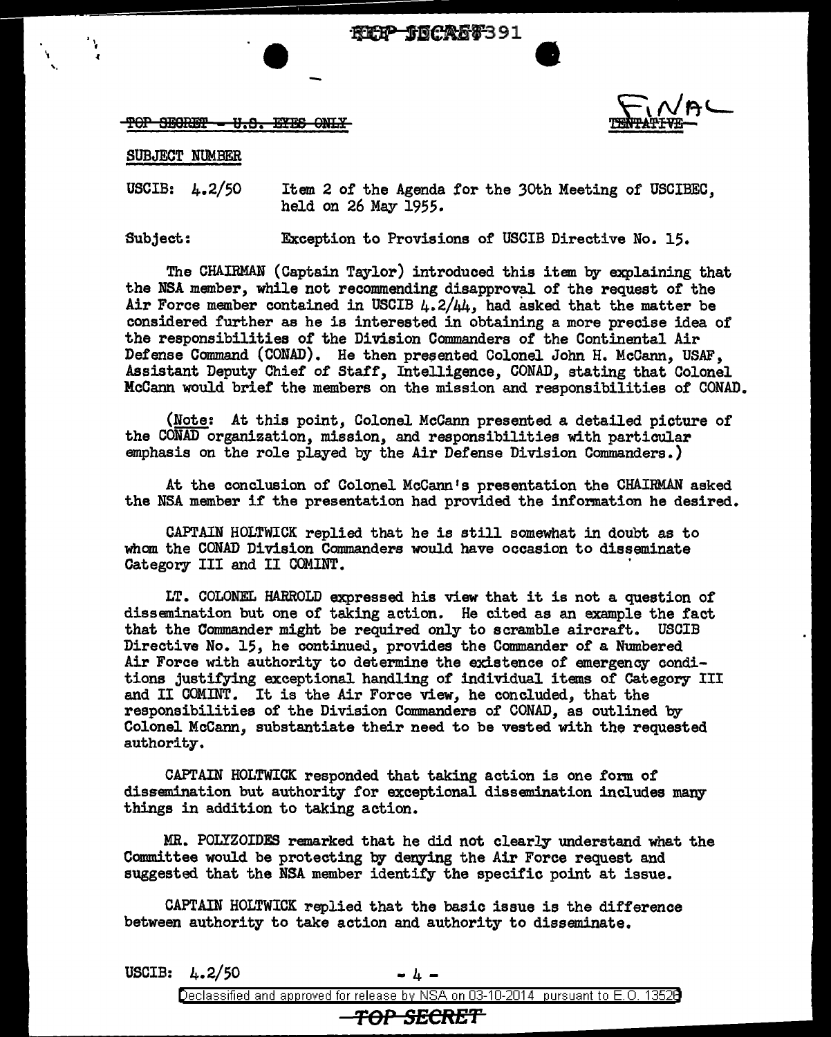TOP SECRET - U.S. EYES ONLY

FINAL

SUBJECT NUMBER

USCIB: 4.2/50 Item 2 of the Agenda for the 30th Meeting of USCIBEC, held on 26 May 1955.

Subject: Exception to Provisions of USCIB Directive No. 15.

The CHAIRMAN (Captain Taylor) introduced this item by explaining that the NSA member, while not recommending disapproval of the request of the Air Force member contained in USCIB 4.2/44, had asked that the matter be considered further as he is interested in obtaining a more precise idea of the responsibilities of the Division Commanders of the Continental Air Defense Command (CONAD). He then presented Colonel John H. McCann, USAF, Assistant Deputy Chief of Staff, Intelligence, CONAD, stating that Colonel McCann would brief the members on the mission and responsibilities of CONAD.

(Note: At this point, Colonel McCann presented a detailed picture of the CONAD organization, mission, and responsibilities with particular emphasis on the role played by the Air Defense Division Commanders.)

At the conclusion of Colonel McCann's presentation the CHAIRMAN asked the NSA member if the presentation had provided the information he desired.

CAPTAIN HOLTWICK replied that he is still somewhat in doubt as to whom the CONAD Division Commanders would have occasion to disseminate Category III and II COMINT.

LT. COLONEL HARROLD expressed his view that it is not a question of dissemination but one of taking action. He cited as an example the fact that the Commander might be required only to scramble aircraft. USCIB Directive No. 15, he continued, provides the Commander of a Numbered Air Force with authority to determine the existence of emergency conditions justifying exceptional handling of individual items of Category III and II COMINT. It is the Air Force view, he concluded, that the responsibilities of the Division Commanders of CONAD, as outlined by Colonel McCann, substantiate their need to be vested with the requested authority.

CAPTAIN HOLTWICK responded that taking action is one form of dissemination but authority for exceptional dissemination includes many things in addition to taking action.

MR. POLYZOIDES remarked that he did not clearly understand what the Committee would be protecting by denying the Air Force request and suggested that the NSA member identify the specific point at issue.

CAPTAIN HOLTWICK replied that the basic issue is the difference between authority to take action and authority to disseminate.

USCIB: 4.2/50

Declassified and approved for release by NSA on 03-10-2014 pursuant to E.O. 13526

TOP SECRET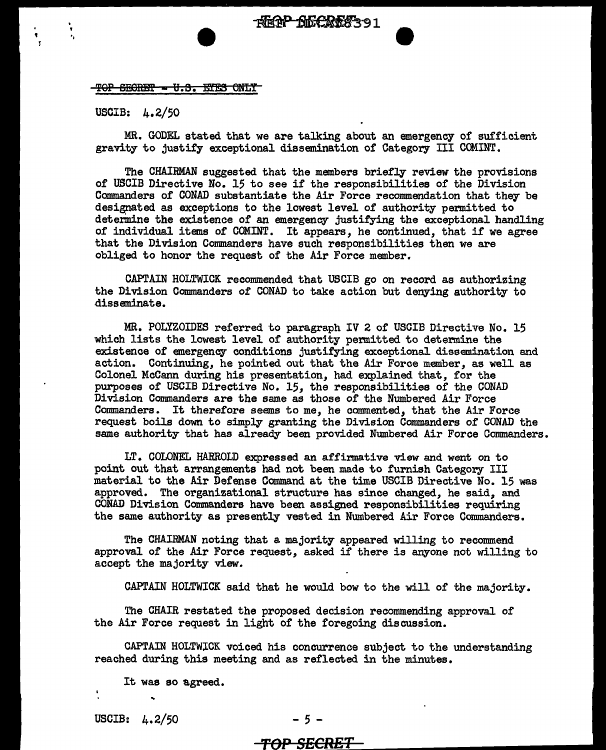TOP SECRET - U.S. EYES ONLY

USCIB: 4.2/50

MR. GODEL stated that we are talking about an emergency of sufficient gravity to justify exceptional dissemination of Category III COMINT.

The CHAIRMAN suggested that the members briefly review the provisions of USCIB Directive No. 15 to see if the responsibilities of the Division Commanders of CONAD substantiate the Air Force recommendation that they be designated as exceptions to the lowest level of authority permitted to determine the existence of an emergency justifying the exceptional handling of individual items of COMINT. It appears, he continued, that if we agree that the Division Commanders have such responsibilities then we are obliged to honor the request of the Air Force member.

CAPTAIN HOLTWICK recommended that USCIB go on record as authorizing the Division Commanders of CONAD to take action but denying authority to disseminate.

MR. POLYZOIDES referred to paragraph IV 2 of USCIB Directive No. 15 which lists the lowest level of authority permitted to determine the existence of emergency conditions justifying exceptional dissemination and action. Continuing, he pointed out that the Air Force member, as well as Colonel McCann during his presentation, had explained that, for the purposes of USCIB Directive No. 15, the responsibilities of the CONAD Division Commanders are the same as those of the Numbered Air Force Commanders. It therefore seems to me, he commented, that the Air Force request boils down to simply granting the Division Commanders of CONAD the same authority that has already been provided Numbered Air Force Commanders.

LT. COLONEL HARROLD expressed an affirmative view and went on to point out that arrangements had not been made to furnish Category III material to the Air Defense Command at the time USCIB Directive No. 15 was approved. The organizational structure has since changed, he said, and CONAD Division Commanders have been assigned responsibilities requiring the same authority as presently vested in Numbered Air Force Commanders.

The CHAIRMAN noting that a majority appeared willing to recommend approval of the Air Force request, asked if there is anyone not willing to accept the majority view.

CAPTAIN HOLTWICK said that he would bow to the will of the majority.

The CHAIR restated the proposed decision recommending approval of the Air Force request in light of the foregoing discussion.

CAPTAIN HOLTWICK voiced his concurrence subject to the understanding reached during this meeting and as reflected in the minutes.

It was so agreed.

USCIB: 4.2/50

TOP SECRET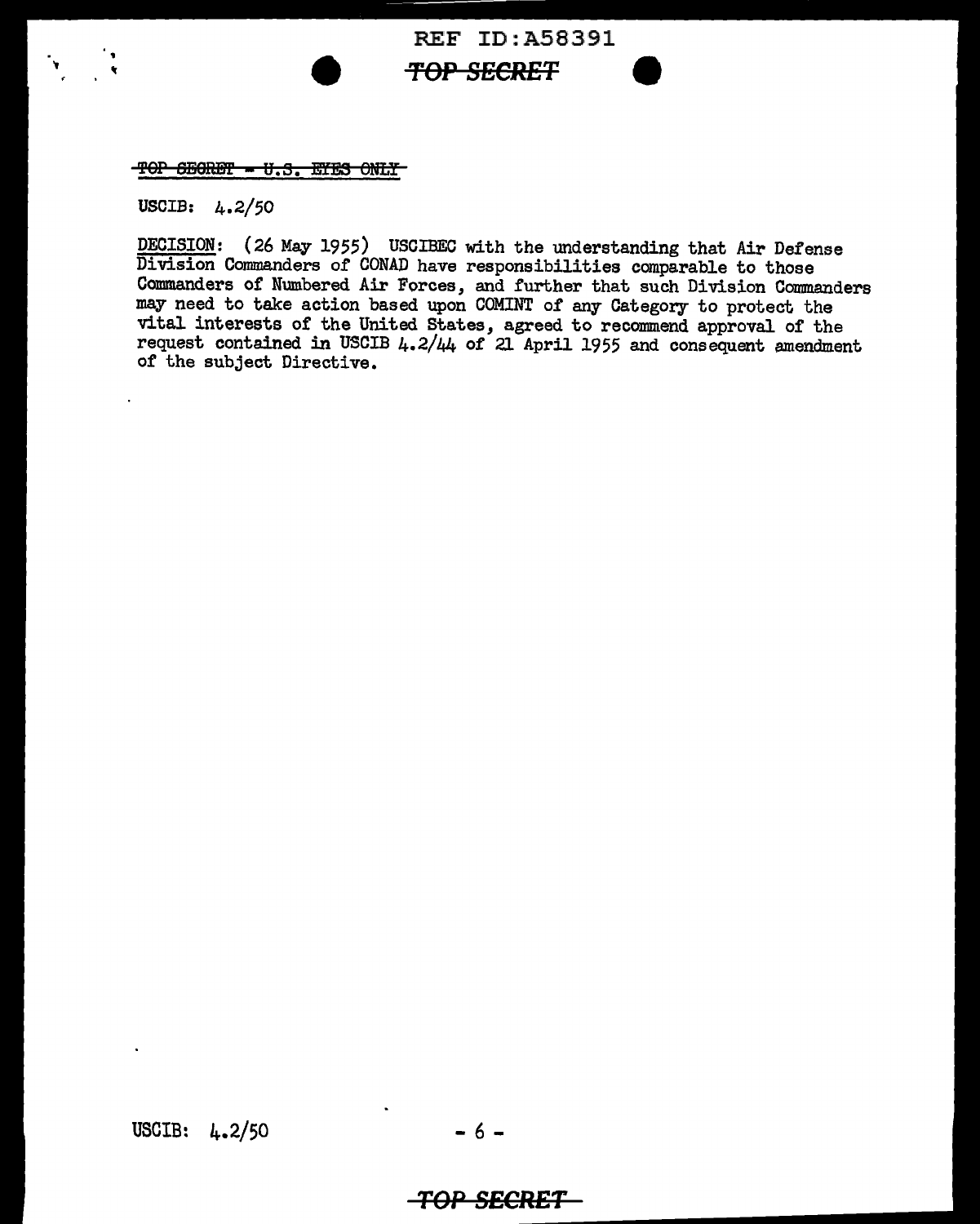TOP SECRET - U.S. EYES ONLY

USCIB: 4.2/50

DECISION: (26 May 1955) USCIBEC with the understanding that Air Defense Division Commanders of CONAD have responsibilities comparable to those Commanders of Numbered Air Forces, and further that such Division Commanders may need to take action based upon COMINT of any Category to protect the vital interests of the United States, agreed to recommend approval of the request contained in USCIB 4.2/44 of 21 April 1955 and consequent amendment of the subject Directive.